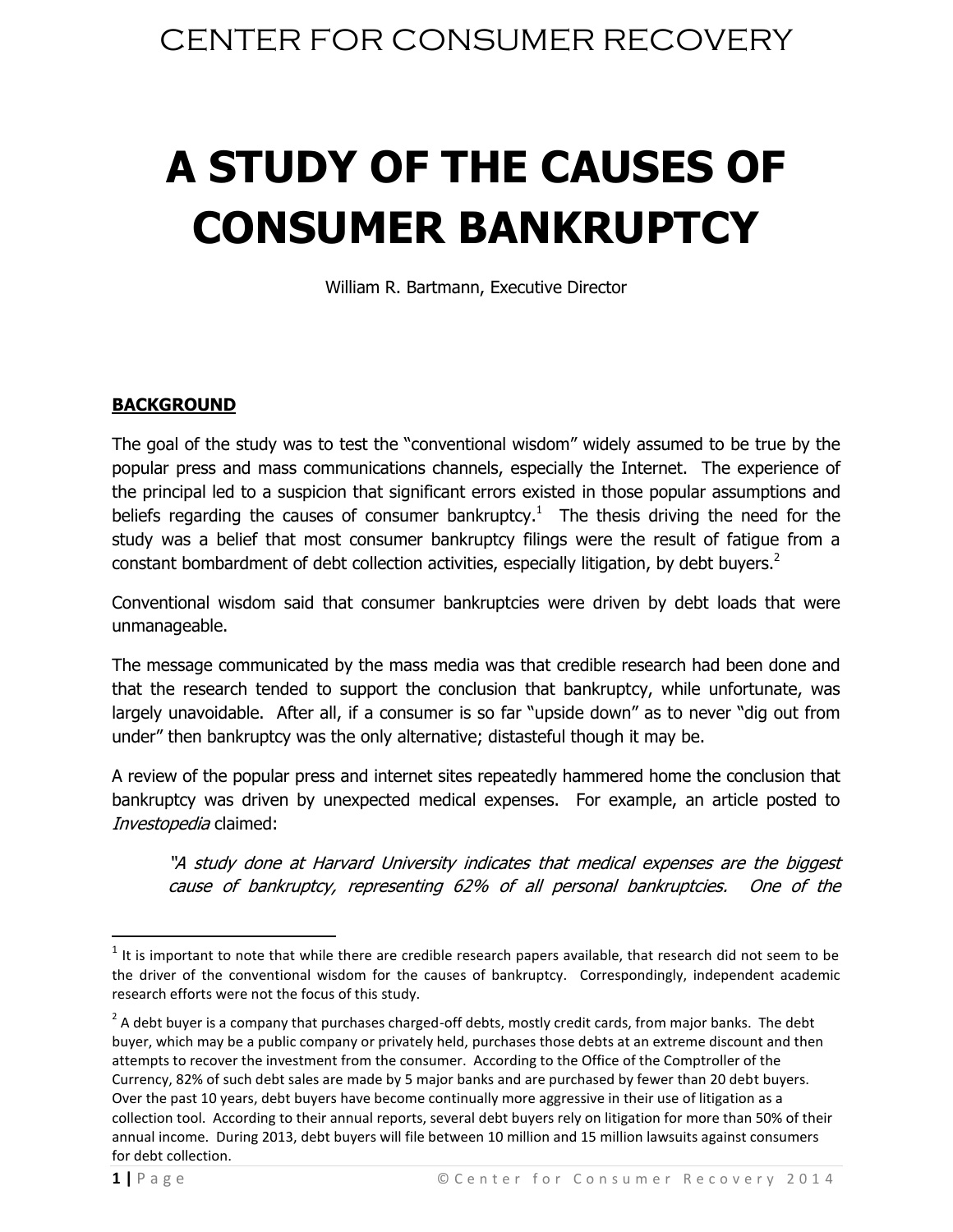CENTER FOR CONSUMER RECOVERY

# A STUDY OF THE CAUSES OF CONSUMER BANKRUPTCY

William R. Bartmann, Executive Director

## BACKGROUND

The goal of the study was to test the "conventional wisdom" widely assumed to be true by the popular press and mass communications channels, especially the Internet. The experience of the principal led to a suspicion that significant errors existed in those popular assumptions and beliefs regarding the causes of consumer bankruptcy.[1] The thesis driving the need for the study was a belief that most consumer bankruptcy filings were the result of fatigue from a constant bombardment of debt collection activities, especially litigation, by debt buyers.[2]

Conventional wisdom said that consumer bankruptcies were driven by debt loads that were unmanageable.

The message communicated by the mass media was that credible research had been done and that the research tended to support the conclusion that bankruptcy, while unfortunate, was largely unavoidable. After all, if a consumer is so far "upside down" as to never "dig out from under" then bankruptcy was the only alternative; distasteful though it may be.

A review of the popular press and internet sites repeatedly hammered home the conclusion that bankruptcy was driven by unexpected medical expenses. For example, an article posted to *Investopedia* claimed:

> *"A study done at Harvard University indicates that medical expenses are the biggest cause of bankruptcy, representing 62% of all personal bankruptcies. One of the*

---

[1] It is important to note that while there are credible research papers available, that research did not seem to be the driver of the conventional wisdom for the causes of bankruptcy. Correspondingly, independent academic research efforts were not the focus of this study.

[2] A debt buyer is a company that purchases charged-off debts, mostly credit cards, from major banks. The debt buyer, which may be a public company or privately held, purchases those debts at an extreme discount and then attempts to recover the investment from the consumer. According to the Office of the Comptroller of the Currency, 82% of such debt sales are made by 5 major banks and are purchased by fewer than 20 debt buyers. Over the past 10 years, debt buyers have become continually more aggressive in their use of litigation as a collection tool. According to their annual reports, several debt buyers rely on litigation for more than 50% of their annual income. During 2013, debt buyers will file between 10 million and 15 million lawsuits against consumers for debt collection.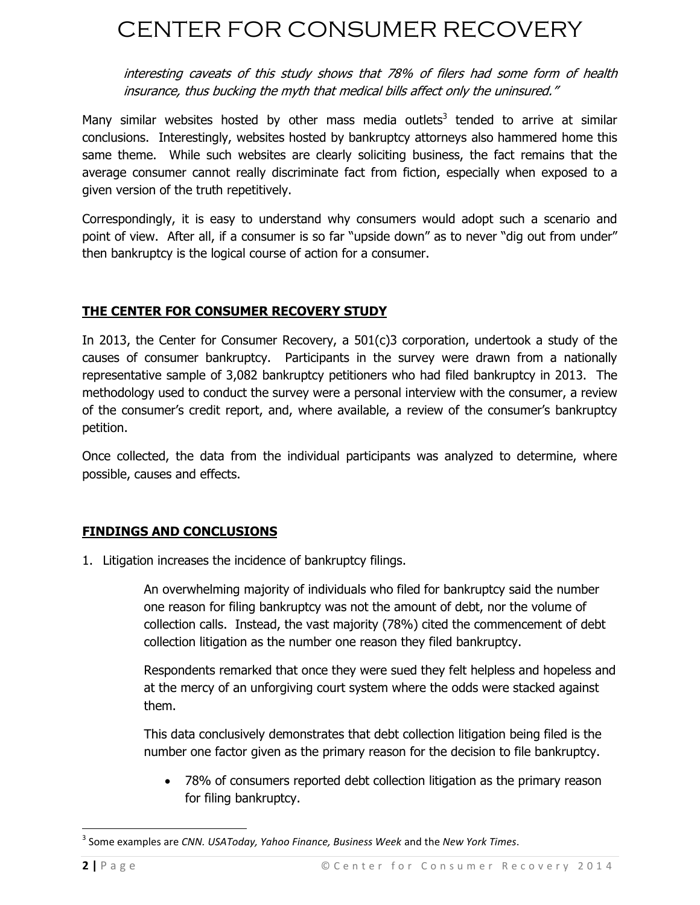> *interesting caveats of this study shows that 78% of filers had some form of health insurance, thus bucking the myth that medical bills affect only the uninsured."*

Many similar websites hosted by other mass media outlets[3] tended to arrive at similar conclusions. Interestingly, websites hosted by bankruptcy attorneys also hammered home this same theme. While such websites are clearly soliciting business, the fact remains that the average consumer cannot really discriminate fact from fiction, especially when exposed to a given version of the truth repetitively.

Correspondingly, it is easy to understand why consumers would adopt such a scenario and point of view. After all, if a consumer is so far "upside down" as to never "dig out from under" then bankruptcy is the logical course of action for a consumer.

## THE CENTER FOR CONSUMER RECOVERY STUDY

In 2013, the Center for Consumer Recovery, a 501(c)3 corporation, undertook a study of the causes of consumer bankruptcy. Participants in the survey were drawn from a nationally representative sample of 3,082 bankruptcy petitioners who had filed bankruptcy in 2013. The methodology used to conduct the survey were a personal interview with the consumer, a review of the consumer's credit report, and, where available, a review of the consumer's bankruptcy petition.

Once collected, the data from the individual participants was analyzed to determine, where possible, causes and effects.

## FINDINGS AND CONCLUSIONS

1. Litigation increases the incidence of bankruptcy filings.

   An overwhelming majority of individuals who filed for bankruptcy said the number one reason for filing bankruptcy was not the amount of debt, nor the volume of collection calls. Instead, the vast majority (78%) cited the commencement of debt collection litigation as the number one reason they filed bankruptcy.

   Respondents remarked that once they were sued they felt helpless and hopeless and at the mercy of an unforgiving court system where the odds were stacked against them.

   This data conclusively demonstrates that debt collection litigation being filed is the number one factor given as the primary reason for the decision to file bankruptcy.

   - 78% of consumers reported debt collection litigation as the primary reason for filing bankruptcy.

---

[3] Some examples are *CNN. USAToday, Yahoo Finance, Business Week* and the *New York Times*.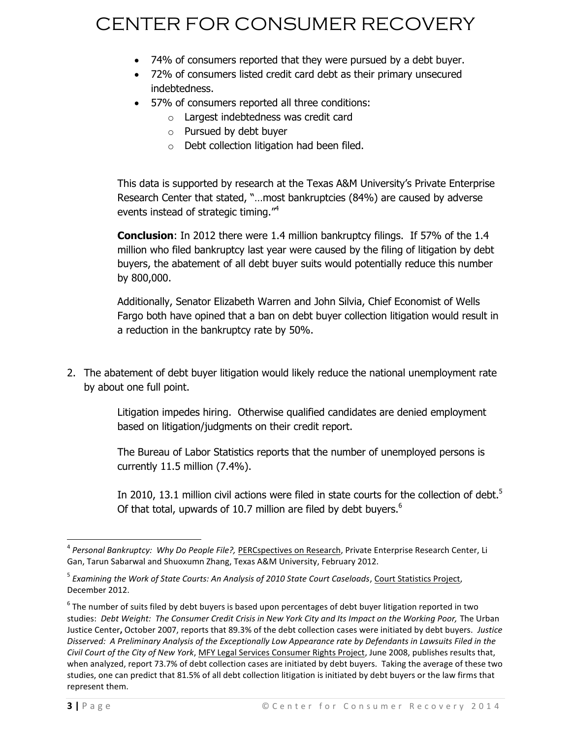- 74% of consumers reported that they were pursued by a debt buyer.
- 72% of consumers listed credit card debt as their primary unsecured indebtedness.
- 57% of consumers reported all three conditions:
    - Largest indebtedness was credit card
    - Pursued by debt buyer
    - Debt collection litigation had been filed.

This data is supported by research at the Texas A&M University's Private Enterprise Research Center that stated, "…most bankruptcies (84%) are caused by adverse events instead of strategic timing."[4]

**Conclusion**: In 2012 there were 1.4 million bankruptcy filings. If 57% of the 1.4 million who filed bankruptcy last year were caused by the filing of litigation by debt buyers, the abatement of all debt buyer suits would potentially reduce this number by 800,000.

Additionally, Senator Elizabeth Warren and John Silvia, Chief Economist of Wells Fargo both have opined that a ban on debt buyer collection litigation would result in a reduction in the bankruptcy rate by 50%.

2. The abatement of debt buyer litigation would likely reduce the national unemployment rate by about one full point.

Litigation impedes hiring. Otherwise qualified candidates are denied employment based on litigation/judgments on their credit report.

The Bureau of Labor Statistics reports that the number of unemployed persons is currently 11.5 million (7.4%).

In 2010, 13.1 million civil actions were filed in state courts for the collection of debt.[5] Of that total, upwards of 10.7 million are filed by debt buyers.[6]

---

[4] *Personal Bankruptcy: Why Do People File?,* PERCspectives on Research, Private Enterprise Research Center, Li Gan, Tarun Sabarwal and Shuoxumn Zhang, Texas A&M University, February 2012.

[5] *Examining the Work of State Courts: An Analysis of 2010 State Court Caseloads*, Court Statistics Project, December 2012.

[6] The number of suits filed by debt buyers is based upon percentages of debt buyer litigation reported in two studies: *Debt Weight: The Consumer Credit Crisis in New York City and Its Impact on the Working Poor,* The Urban Justice Center**,** October 2007, reports that 89.3% of the debt collection cases were initiated by debt buyers. *Justice Disserved: A Preliminary Analysis of the Exceptionally Low Appearance rate by Defendants in Lawsuits Filed in the Civil Court of the City of New York*, MFY Legal Services Consumer Rights Project, June 2008, publishes results that, when analyzed, report 73.7% of debt collection cases are initiated by debt buyers. Taking the average of these two studies, one can predict that 81.5% of all debt collection litigation is initiated by debt buyers or the law firms that represent them.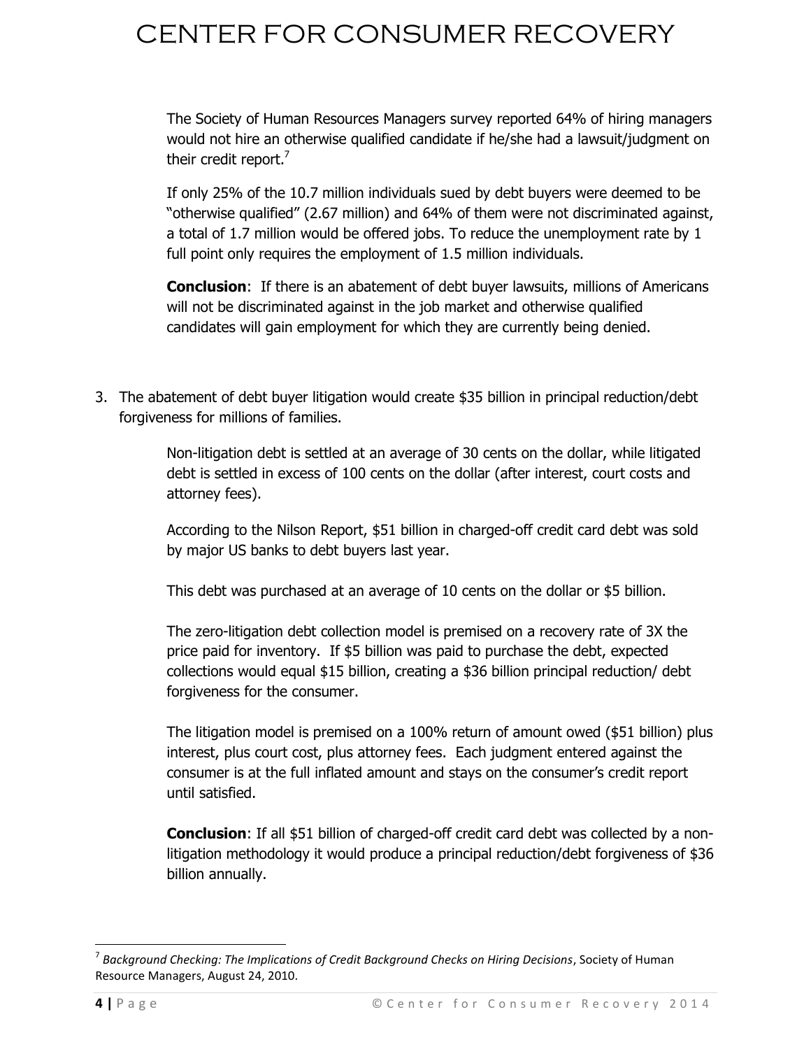The Society of Human Resources Managers survey reported 64% of hiring managers would not hire an otherwise qualified candidate if he/she had a lawsuit/judgment on their credit report.[7]

If only 25% of the 10.7 million individuals sued by debt buyers were deemed to be "otherwise qualified" (2.67 million) and 64% of them were not discriminated against, a total of 1.7 million would be offered jobs. To reduce the unemployment rate by 1 full point only requires the employment of 1.5 million individuals.

**Conclusion**: If there is an abatement of debt buyer lawsuits, millions of Americans will not be discriminated against in the job market and otherwise qualified candidates will gain employment for which they are currently being denied.

3. The abatement of debt buyer litigation would create $35 billion in principal reduction/debt forgiveness for millions of families.

   Non-litigation debt is settled at an average of 30 cents on the dollar, while litigated debt is settled in excess of 100 cents on the dollar (after interest, court costs and attorney fees).

   According to the Nilson Report, $51 billion in charged-off credit card debt was sold by major US banks to debt buyers last year.

   This debt was purchased at an average of 10 cents on the dollar or $5 billion.

   The zero-litigation debt collection model is premised on a recovery rate of 3X the price paid for inventory. If $5 billion was paid to purchase the debt, expected collections would equal $15 billion, creating a $36 billion principal reduction/ debt forgiveness for the consumer.

   The litigation model is premised on a 100% return of amount owed ($51 billion) plus interest, plus court cost, plus attorney fees. Each judgment entered against the consumer is at the full inflated amount and stays on the consumer's credit report until satisfied.

   **Conclusion**: If all $51 billion of charged-off credit card debt was collected by a non-litigation methodology it would produce a principal reduction/debt forgiveness of $36 billion annually.

---

[7] *Background Checking: The Implications of Credit Background Checks on Hiring Decisions*, Society of Human Resource Managers, August 24, 2010.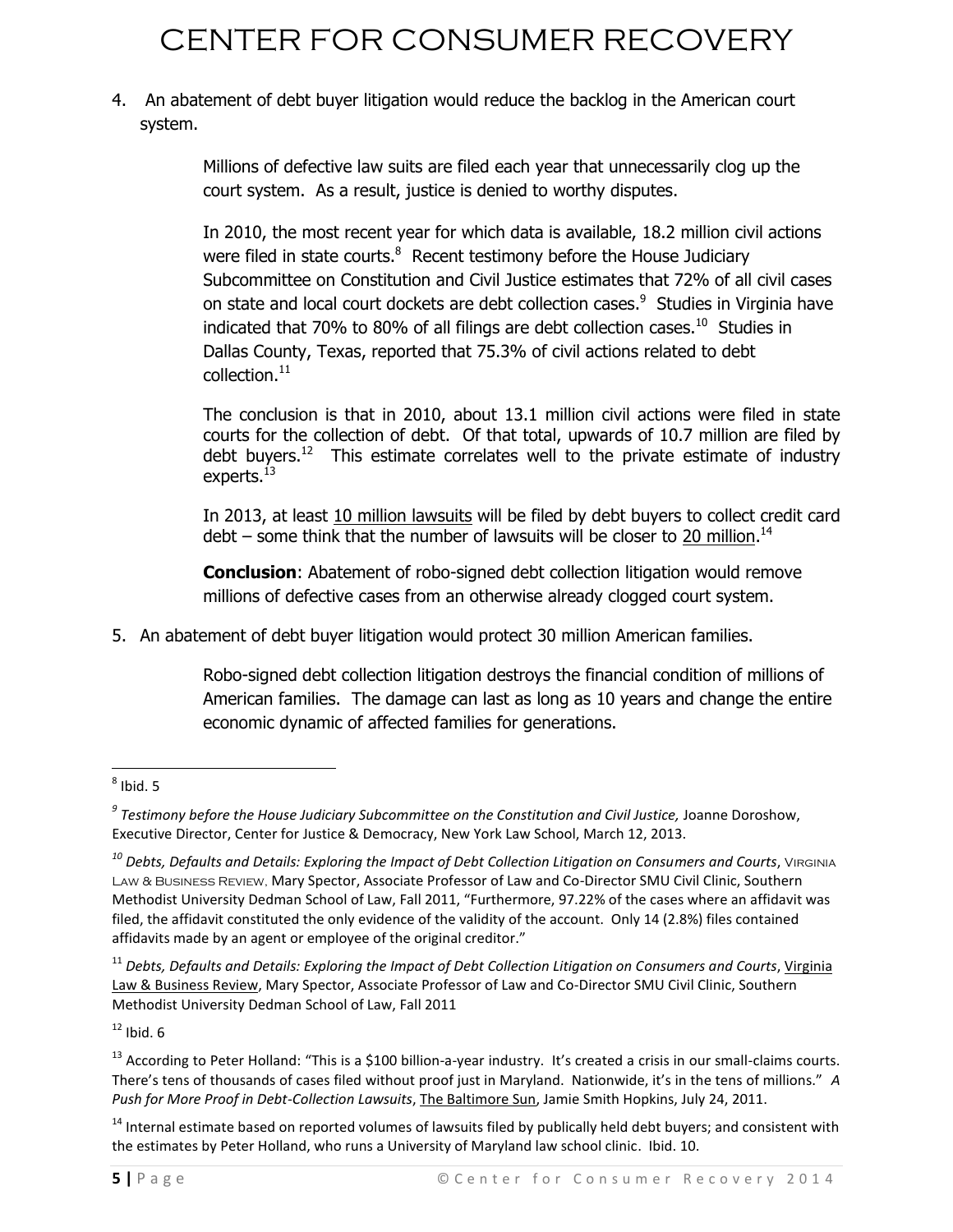4. An abatement of debt buyer litigation would reduce the backlog in the American court system.

 Millions of defective law suits are filed each year that unnecessarily clog up the court system. As a result, justice is denied to worthy disputes.

 In 2010, the most recent year for which data is available, 18.2 million civil actions were filed in state courts.[8] Recent testimony before the House Judiciary Subcommittee on Constitution and Civil Justice estimates that 72% of all civil cases on state and local court dockets are debt collection cases.[9] Studies in Virginia have indicated that 70% to 80% of all filings are debt collection cases.[10] Studies in Dallas County, Texas, reported that 75.3% of civil actions related to debt collection.[11]

 The conclusion is that in 2010, about 13.1 million civil actions were filed in state courts for the collection of debt. Of that total, upwards of 10.7 million are filed by debt buyers.[12] This estimate correlates well to the private estimate of industry experts.[13]

 In 2013, at least <u>10 million lawsuits</u> will be filed by debt buyers to collect credit card debt – some think that the number of lawsuits will be closer to <u>20 million</u>.[14]

 **Conclusion**: Abatement of robo-signed debt collection litigation would remove millions of defective cases from an otherwise already clogged court system.

5. An abatement of debt buyer litigation would protect 30 million American families.

 Robo-signed debt collection litigation destroys the financial condition of millions of American families. The damage can last as long as 10 years and change the entire economic dynamic of affected families for generations.

---

[8] Ibid. 5

[9] *Testimony before the House Judiciary Subcommittee on the Constitution and Civil Justice,* Joanne Doroshow, Executive Director, Center for Justice & Democracy, New York Law School, March 12, 2013.

[10] *Debts, Defaults and Details: Exploring the Impact of Debt Collection Litigation on Consumers and Courts*, Virginia Law & Business Review, Mary Spector, Associate Professor of Law and Co-Director SMU Civil Clinic, Southern Methodist University Dedman School of Law, Fall 2011, "Furthermore, 97.22% of the cases where an affidavit was filed, the affidavit constituted the only evidence of the validity of the account. Only 14 (2.8%) files contained affidavits made by an agent or employee of the original creditor."

[11] *Debts, Defaults and Details: Exploring the Impact of Debt Collection Litigation on Consumers and Courts*, <u>Virginia Law & Business Review</u>, Mary Spector, Associate Professor of Law and Co-Director SMU Civil Clinic, Southern Methodist University Dedman School of Law, Fall 2011

[12] Ibid. 6

[13] According to Peter Holland: "This is a $100 billion-a-year industry. It's created a crisis in our small-claims courts. There's tens of thousands of cases filed without proof just in Maryland. Nationwide, it's in the tens of millions." *A Push for More Proof in Debt-Collection Lawsuits*, <u>The Baltimore Sun</u>, Jamie Smith Hopkins, July 24, 2011.

[14] Internal estimate based on reported volumes of lawsuits filed by publically held debt buyers; and consistent with the estimates by Peter Holland, who runs a University of Maryland law school clinic. Ibid. 10.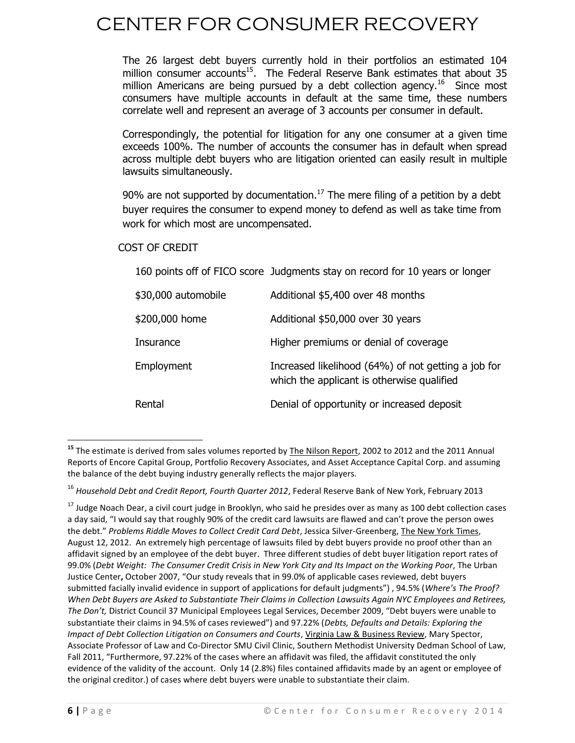The 26 largest debt buyers currently hold in their portfolios an estimated 104 million consumer accounts[15]. The Federal Reserve Bank estimates that about 35 million Americans are being pursued by a debt collection agency.[16] Since most consumers have multiple accounts in default at the same time, these numbers correlate well and represent an average of 3 accounts per consumer in default.

Correspondingly, the potential for litigation for any one consumer at a given time exceeds 100%. The number of accounts the consumer has in default when spread across multiple debt buyers who are litigation oriented can easily result in multiple lawsuits simultaneously.

90% are not supported by documentation.[17] The mere filing of a petition by a debt buyer requires the consumer to expend money to defend as well as take time from work for which most are uncompensated.

COST OF CREDIT

| | |
|---|---|
| 160 points off of FICO score | Judgments stay on record for 10 years or longer |
| $30,000 automobile | Additional $5,400 over 48 months |
| $200,000 home | Additional $50,000 over 30 years |
| Insurance | Higher premiums or denial of coverage |
| Employment | Increased likelihood (64%) of not getting a job for which the applicant is otherwise qualified |
| Rental | Denial of opportunity or increased deposit |

---

[15] The estimate is derived from sales volumes reported by The Nilson Report, 2002 to 2012 and the 2011 Annual Reports of Encore Capital Group, Portfolio Recovery Associates, and Asset Acceptance Capital Corp. and assuming the balance of the debt buying industry generally reflects the major players.

[16] *Household Debt and Credit Report, Fourth Quarter 2012*, Federal Reserve Bank of New York, February 2013

[17] Judge Noach Dear, a civil court judge in Brooklyn, who said he presides over as many as 100 debt collection cases a day said, "I would say that roughly 90% of the credit card lawsuits are flawed and can't prove the person owes the debt." *Problems Riddle Moves to Collect Credit Card Debt*, Jessica Silver-Greenberg, The New York Times, August 12, 2012. An extremely high percentage of lawsuits filed by debt buyers provide no proof other than an affidavit signed by an employee of the debt buyer. Three different studies of debt buyer litigation report rates of 99.0% (*Debt Weight: The Consumer Credit Crisis in New York City and Its Impact on the Working Poor*, The Urban Justice Center**,** October 2007, "Our study reveals that in 99.0% of applicable cases reviewed, debt buyers submitted facially invalid evidence in support of applications for default judgments") , 94.5% (*Where's The Proof? When Debt Buyers are Asked to Substantiate Their Claims in Collection Lawsuits Again NYC Employees and Retirees, The Don't,* District Council 37 Municipal Employees Legal Services, December 2009, "Debt buyers were unable to substantiate their claims in 94.5% of cases reviewed") and 97.22% (*Debts, Defaults and Details: Exploring the Impact of Debt Collection Litigation on Consumers and Courts*, Virginia Law & Business Review, Mary Spector, Associate Professor of Law and Co-Director SMU Civil Clinic, Southern Methodist University Dedman School of Law, Fall 2011, "Furthermore, 97.22% of the cases where an affidavit was filed, the affidavit constituted the only evidence of the validity of the account. Only 14 (2.8%) files contained affidavits made by an agent or employee of the original creditor.) of cases where debt buyers were unable to substantiate their claim.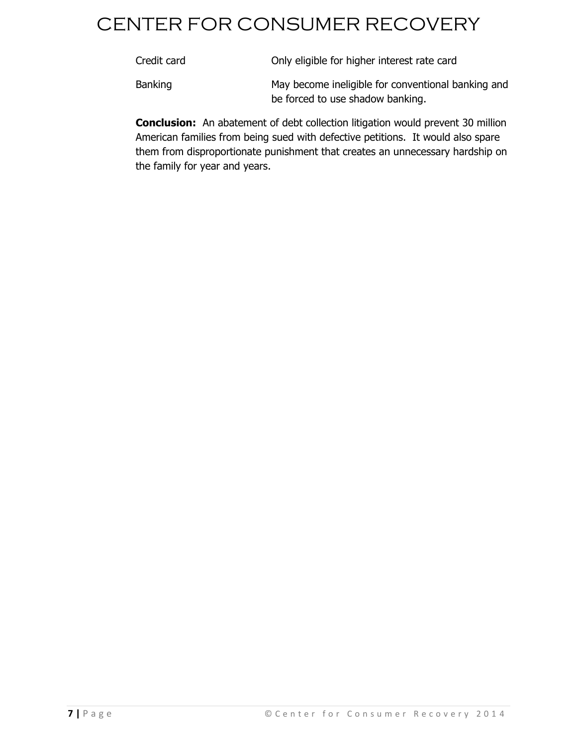| Credit card | Only eligible for higher interest rate card |
|---|---|
| Banking | May become ineligible for conventional banking and be forced to use shadow banking. |

**Conclusion:** An abatement of debt collection litigation would prevent 30 million American families from being sued with defective petitions. It would also spare them from disproportionate punishment that creates an unnecessary hardship on the family for year and years.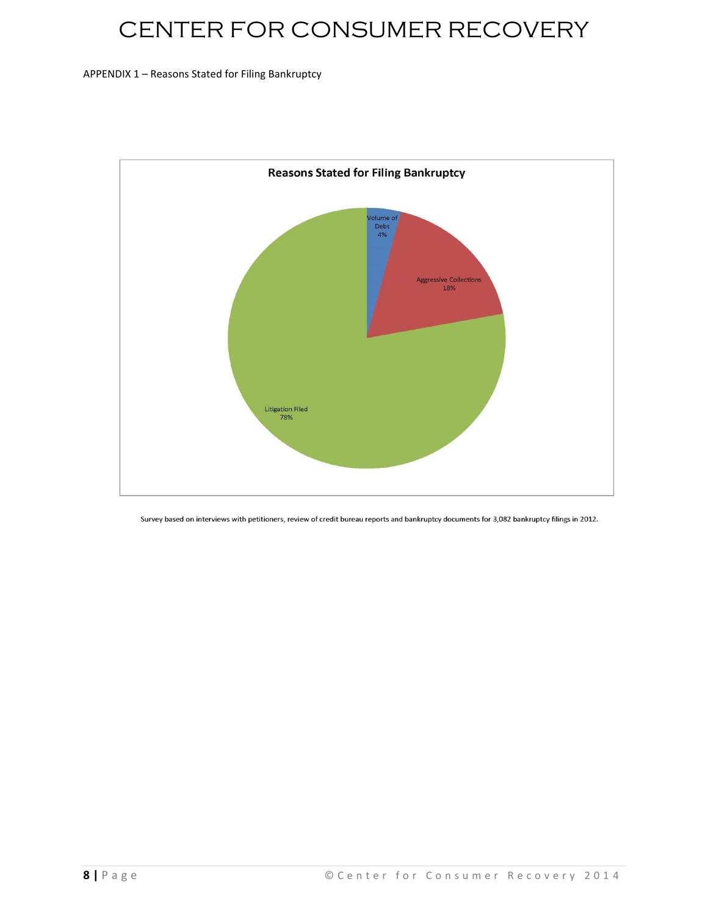APPENDIX 1 – Reasons Stated for Filing Bankruptcy

**Reasons Stated for Filing Bankruptcy**

Volume of Debt 4%

Aggressive Collections 18%

Litigation Filed 78%

Survey based on interviews with petitioners, review of credit bureau reports and bankruptcy documents for 3,082 bankruptcy filings in 2012.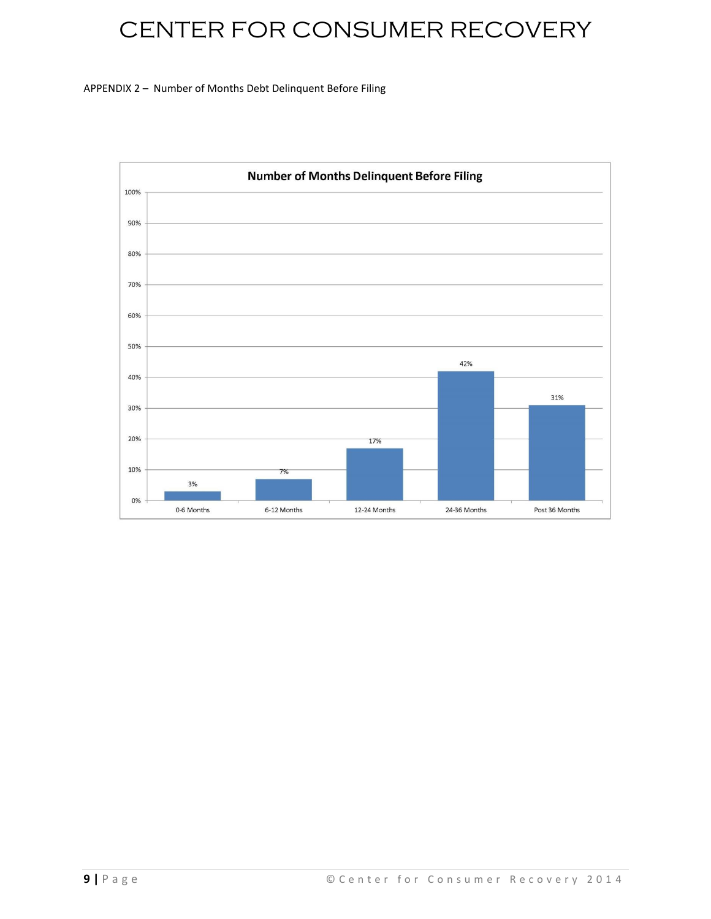APPENDIX 2 – Number of Months Debt Delinquent Before Filing

**Number of Months Delinquent Before Filing**

| Months Delinquent | Percentage |
|---|---|
| 0-6 Months | 3% |
| 6-12 Months | 7% |
| 12-24 Months | 17% |
| 24-36 Months | 42% |
| Post 36 Months | 31% |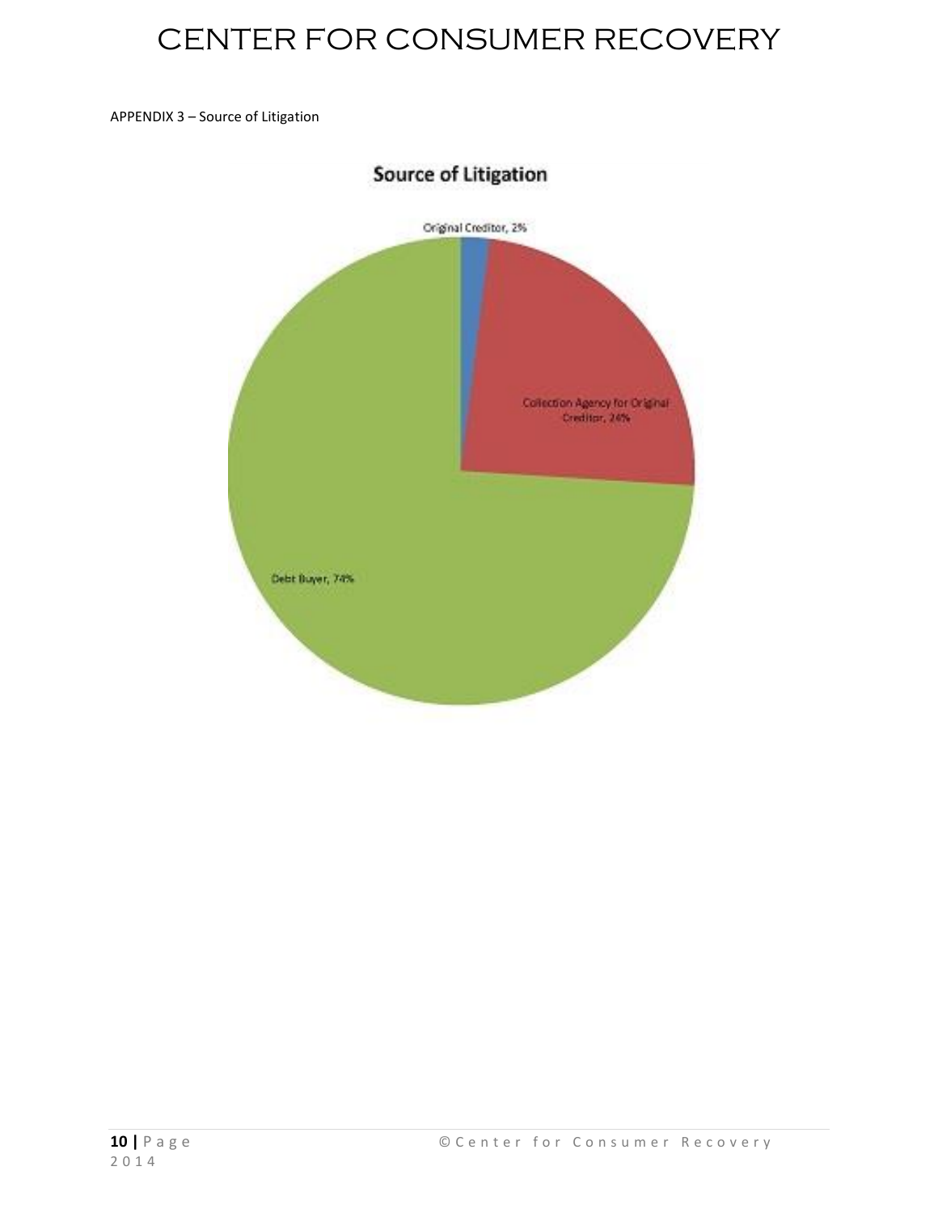APPENDIX 3 – Source of Litigation

Source of Litigation

Original Creditor, 2%

Collection Agency for Original Creditor, 24%

Debt Buyer, 74%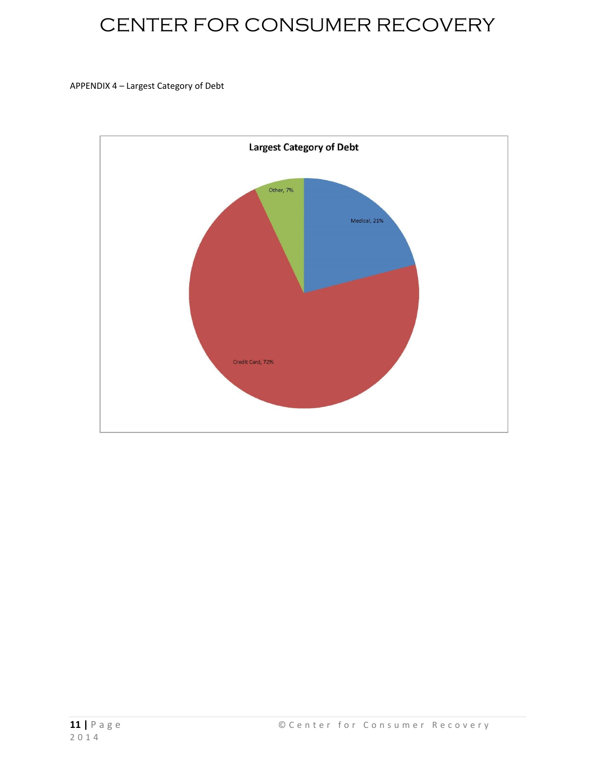APPENDIX 4 – Largest Category of Debt

**Largest Category of Debt**

Other, 7%

Medical, 21%

Credit Card, 72%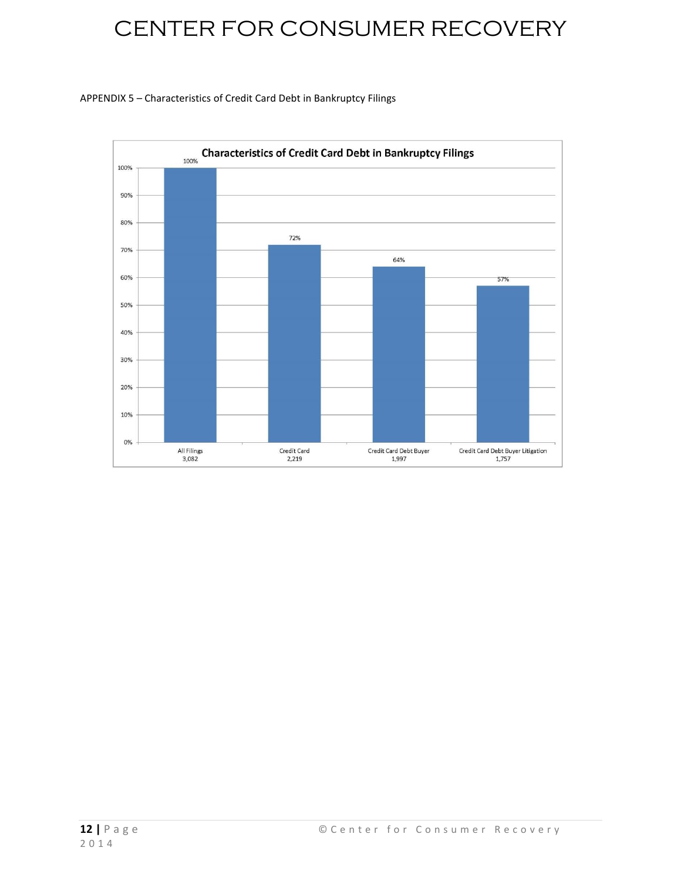APPENDIX 5 – Characteristics of Credit Card Debt in Bankruptcy Filings

**Characteristics of Credit Card Debt in Bankruptcy Filings**

| Category | Count | Percentage |
|---|---|---|
| All Filings | 3,082 | 100% |
| Credit Card | 2,219 | 72% |
| Credit Card Debt Buyer | 1,997 | 64% |
| Credit Card Debt Buyer Litigation | 1,757 | 57% |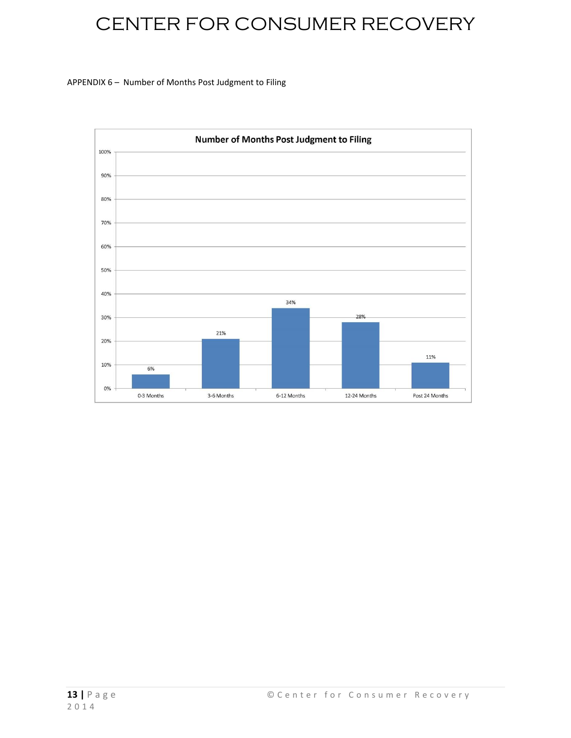APPENDIX 6 – Number of Months Post Judgment to Filing

| Number of Months Post Judgment to Filing | |
| --- | --- |
| 0-3 Months | 6% |
| 3-6 Months | 21% |
| 6-12 Months | 34% |
| 12-24 Months | 28% |
| Post 24 Months | 11% |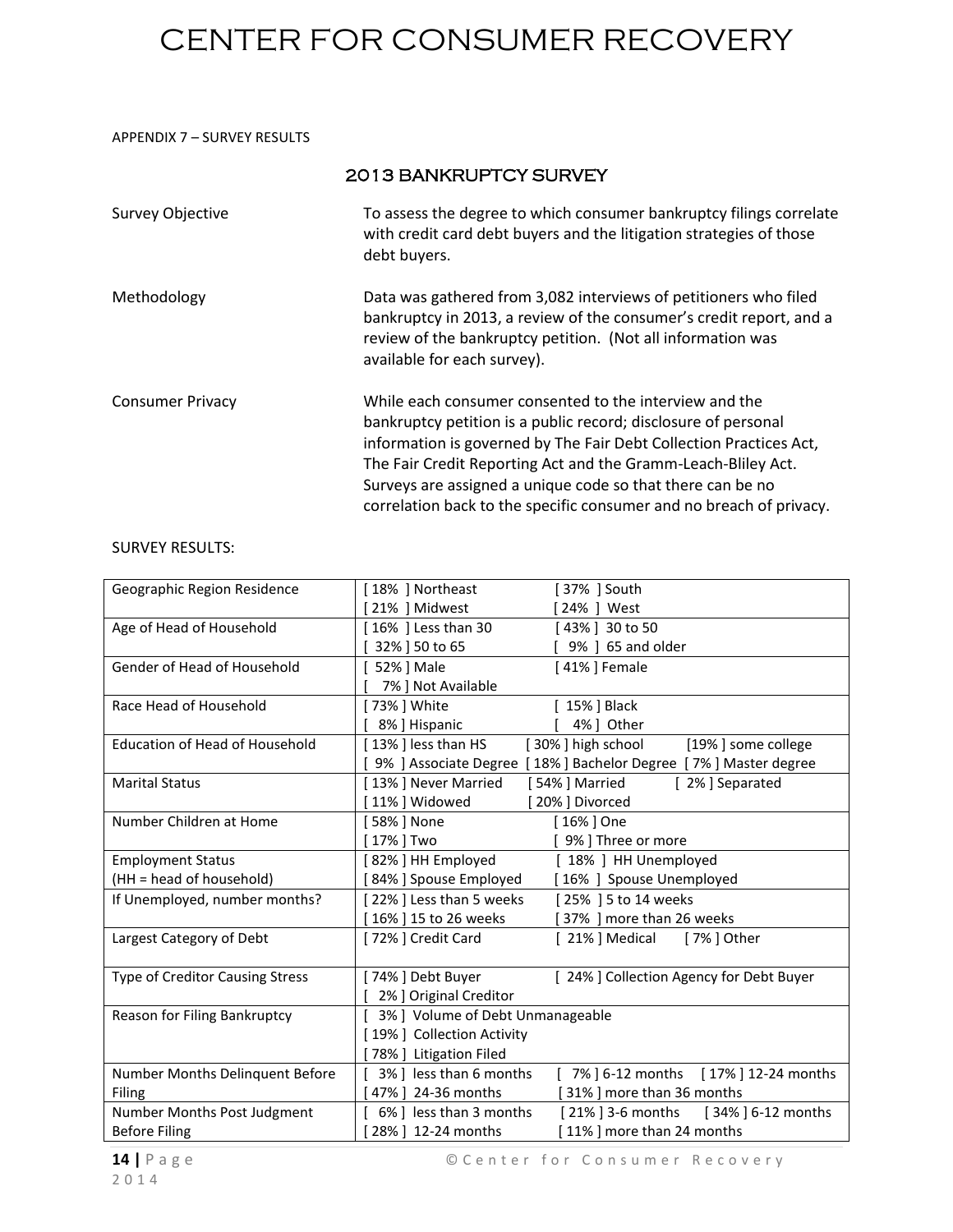APPENDIX 7 – SURVEY RESULTS

## 2013 BANKRUPTCY SURVEY

| | |
|---|---|
| Survey Objective | To assess the degree to which consumer bankruptcy filings correlate with credit card debt buyers and the litigation strategies of those debt buyers. |
| Methodology | Data was gathered from 3,082 interviews of petitioners who filed bankruptcy in 2013, a review of the consumer's credit report, and a review of the bankruptcy petition. (Not all information was available for each survey). |
| Consumer Privacy | While each consumer consented to the interview and the bankruptcy petition is a public record; disclosure of personal information is governed by The Fair Debt Collection Practices Act, The Fair Credit Reporting Act and the Gramm-Leach-Bliley Act. Surveys are assigned a unique code so that there can be no correlation back to the specific consumer and no breach of privacy. |

SURVEY RESULTS:

| | |
|---|---|
| Geographic Region Residence | [ 18% ] Northeast [ 37% ] South<br>[ 21% ] Midwest [ 24% ] West |
| Age of Head of Household | [ 16% ] Less than 30 [ 43% ] 30 to 50<br>[ 32% ] 50 to 65 [ 9% ] 65 and older |
| Gender of Head of Household | [ 52% ] Male [ 41% ] Female<br>[ 7% ] Not Available |
| Race Head of Household | [ 73% ] White [ 15% ] Black<br>[ 8% ] Hispanic [ 4% ] Other |
| Education of Head of Household | [ 13% ] less than HS [ 30% ] high school [19% ] some college<br>[ 9% ] Associate Degree [ 18% ] Bachelor Degree [ 7% ] Master degree |
| Marital Status | [ 13% ] Never Married [ 54% ] Married [ 2% ] Separated<br>[ 11% ] Widowed [ 20% ] Divorced |
| Number Children at Home | [ 58% ] None [ 16% ] One<br>[ 17% ] Two [ 9% ] Three or more |
| Employment Status<br>(HH = head of household) | [ 82% ] HH Employed [ 18% ] HH Unemployed<br>[ 84% ] Spouse Employed [ 16% ] Spouse Unemployed |
| If Unemployed, number months? | [ 22% ] Less than 5 weeks [ 25% ] 5 to 14 weeks<br>[ 16% ] 15 to 26 weeks [ 37% ] more than 26 weeks |
| Largest Category of Debt | [ 72% ] Credit Card [ 21% ] Medical [ 7% ] Other |
| Type of Creditor Causing Stress | [ 74% ] Debt Buyer [ 24% ] Collection Agency for Debt Buyer<br>[ 2% ] Original Creditor |
| Reason for Filing Bankruptcy | [ 3% ] Volume of Debt Unmanageable<br>[ 19% ] Collection Activity<br>[ 78% ] Litigation Filed |
| Number Months Delinquent Before Filing | [ 3% ] less than 6 months [ 7% ] 6-12 months [ 17% ] 12-24 months<br>[ 47% ] 24-36 months [ 31% ] more than 36 months |
| Number Months Post Judgment Before Filing | [ 6% ] less than 3 months [ 21% ] 3-6 months [ 34% ] 6-12 months<br>[ 28% ] 12-24 months [ 11% ] more than 24 months |